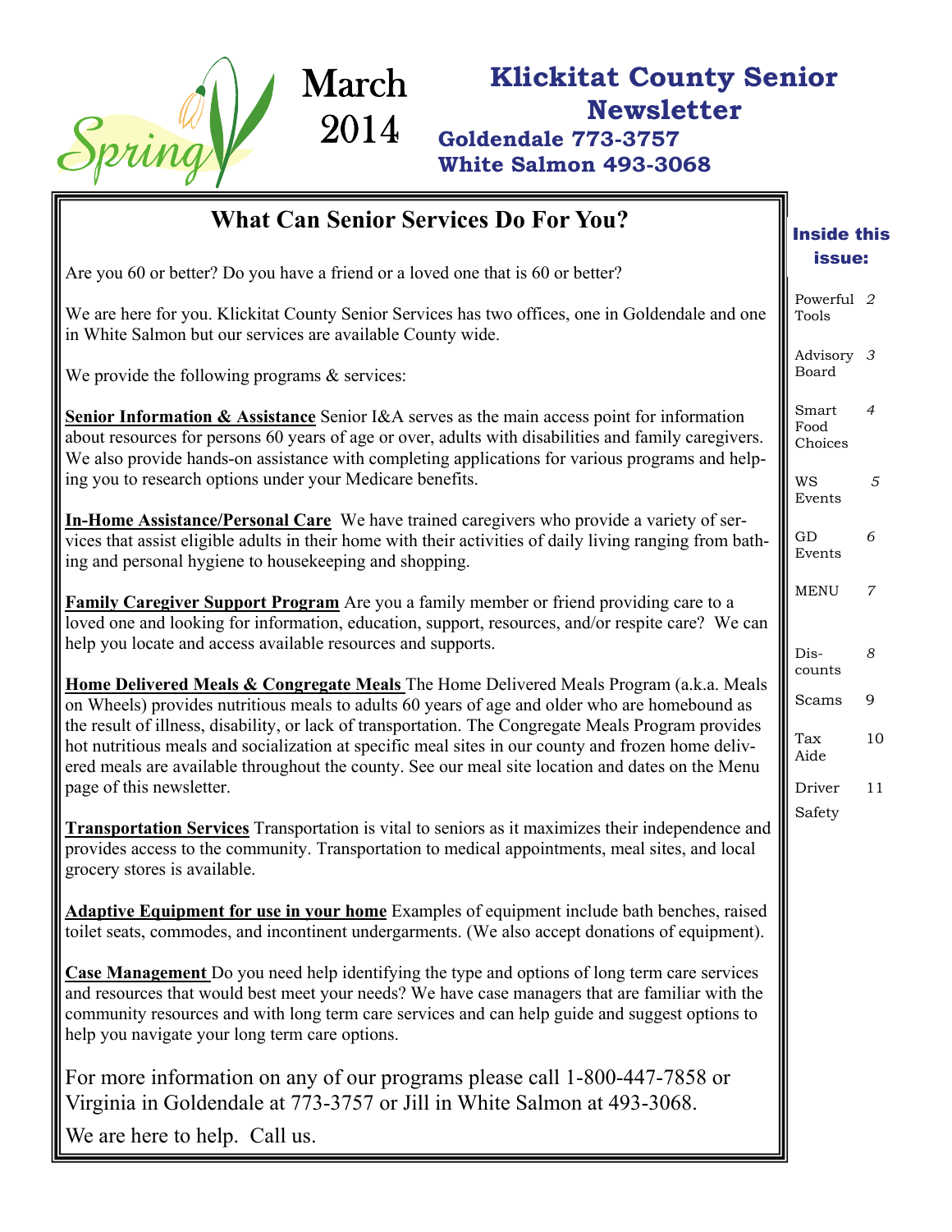Spring

March 2014

# Klickitat County Senior Newsletter

**Goldendale 773-3757**
**White Salmon 493-3068**

## What Can Senior Services Do For You?

Are you 60 or better? Do you have a friend or a loved one that is 60 or better?

We are here for you. Klickitat County Senior Services has two offices, one in Goldendale and one in White Salmon but our services are available County wide.

We provide the following programs & services:

**Senior Information & Assistance** Senior I&A serves as the main access point for information about resources for persons 60 years of age or over, adults with disabilities and family caregivers. We also provide hands-on assistance with completing applications for various programs and helping you to research options under your Medicare benefits.

**In-Home Assistance/Personal Care** We have trained caregivers who provide a variety of services that assist eligible adults in their home with their activities of daily living ranging from bathing and personal hygiene to housekeeping and shopping.

**Family Caregiver Support Program** Are you a family member or friend providing care to a loved one and looking for information, education, support, resources, and/or respite care? We can help you locate and access available resources and supports.

**Home Delivered Meals & Congregate Meals** The Home Delivered Meals Program (a.k.a. Meals on Wheels) provides nutritious meals to adults 60 years of age and older who are homebound as the result of illness, disability, or lack of transportation. The Congregate Meals Program provides hot nutritious meals and socialization at specific meal sites in our county and frozen home delivered meals are available throughout the county. See our meal site location and dates on the Menu page of this newsletter.

**Transportation Services** Transportation is vital to seniors as it maximizes their independence and provides access to the community. Transportation to medical appointments, meal sites, and local grocery stores is available.

**Adaptive Equipment for use in your home** Examples of equipment include bath benches, raised toilet seats, commodes, and incontinent undergarments. (We also accept donations of equipment).

**Case Management** Do you need help identifying the type and options of long term care services and resources that would best meet your needs? We have case managers that are familiar with the community resources and with long term care services and can help guide and suggest options to help you navigate your long term care options.

For more information on any of our programs please call 1-800-447-7858 or Virginia in Goldendale at 773-3757 or Jill in White Salmon at 493-3068.

We are here to help. Call us.

### Inside this issue:

| | |
|---|---|
| Powerful Tools | 2 |
| Advisory Board | 3 |
| Smart Food Choices | 4 |
| WS Events | 5 |
| GD Events | 6 |
| MENU | 7 |
| Discounts | 8 |
| Scams | 9 |
| Tax Aide | 10 |
| Driver Safety | 11 |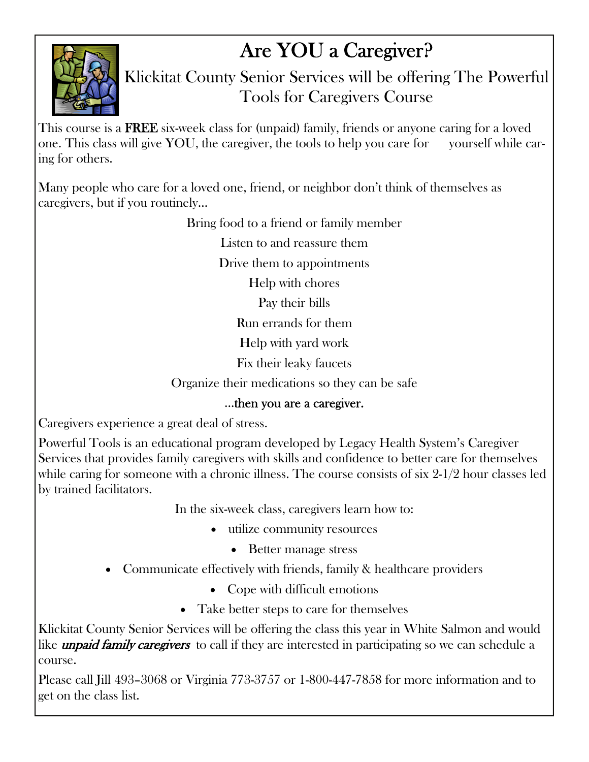# Are YOU a Caregiver?

## Klickitat County Senior Services will be offering The Powerful Tools for Caregivers Course

This course is a **FREE** six-week class for (unpaid) family, friends or anyone caring for a loved one. This class will give YOU, the caregiver, the tools to help you care for yourself while caring for others.

Many people who care for a loved one, friend, or neighbor don't think of themselves as caregivers, but if you routinely…

Bring food to a friend or family member

Listen to and reassure them

Drive them to appointments

Help with chores

Pay their bills

Run errands for them

Help with yard work

Fix their leaky faucets

Organize their medications so they can be safe

**…then you are a caregiver.**

Caregivers experience a great deal of stress.

Powerful Tools is an educational program developed by Legacy Health System's Caregiver Services that provides family caregivers with skills and confidence to better care for themselves while caring for someone with a chronic illness. The course consists of six 2-1/2 hour classes led by trained facilitators.

In the six-week class, caregivers learn how to:

- utilize community resources
- Better manage stress
- Communicate effectively with friends, family & healthcare providers
- Cope with difficult emotions
- Take better steps to care for themselves

Klickitat County Senior Services will be offering the class this year in White Salmon and would like ***unpaid family caregivers*** to call if they are interested in participating so we can schedule a course.

Please call Jill 493–3068 or Virginia 773-3757 or 1-800-447-7858 for more information and to get on the class list.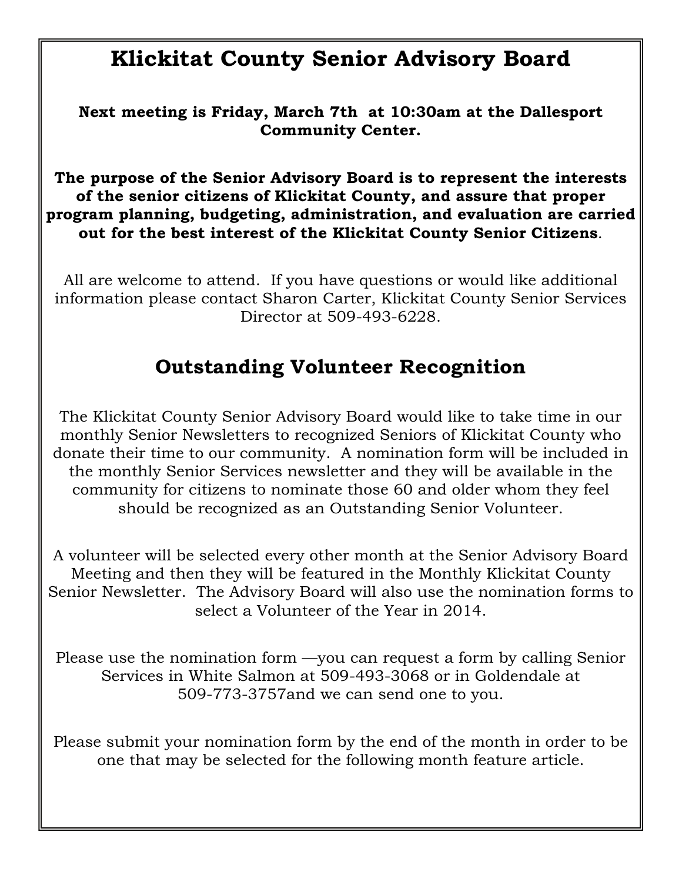# Klickitat County Senior Advisory Board

**Next meeting is Friday, March 7th at 10:30am at the Dallesport Community Center.**

**The purpose of the Senior Advisory Board is to represent the interests of the senior citizens of Klickitat County, and assure that proper program planning, budgeting, administration, and evaluation are carried out for the best interest of the Klickitat County Senior Citizens**.

All are welcome to attend. If you have questions or would like additional information please contact Sharon Carter, Klickitat County Senior Services Director at 509-493-6228.

## Outstanding Volunteer Recognition

The Klickitat County Senior Advisory Board would like to take time in our monthly Senior Newsletters to recognized Seniors of Klickitat County who donate their time to our community. A nomination form will be included in the monthly Senior Services newsletter and they will be available in the community for citizens to nominate those 60 and older whom they feel should be recognized as an Outstanding Senior Volunteer.

A volunteer will be selected every other month at the Senior Advisory Board Meeting and then they will be featured in the Monthly Klickitat County Senior Newsletter. The Advisory Board will also use the nomination forms to select a Volunteer of the Year in 2014.

Please use the nomination form —you can request a form by calling Senior Services in White Salmon at 509-493-3068 or in Goldendale at 509-773-3757and we can send one to you.

Please submit your nomination form by the end of the month in order to be one that may be selected for the following month feature article.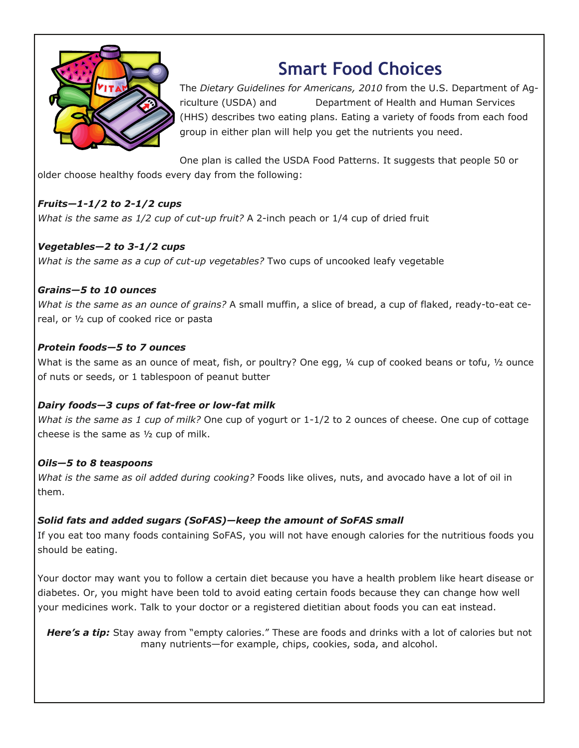# Smart Food Choices

The *Dietary Guidelines for Americans, 2010* from the U.S. Department of Agriculture (USDA) and Department of Health and Human Services (HHS) describes two eating plans. Eating a variety of foods from each food group in either plan will help you get the nutrients you need.

One plan is called the USDA Food Patterns. It suggests that people 50 or older choose healthy foods every day from the following:

***Fruits—1-1/2 to 2-1/2 cups***

*What is the same as 1/2 cup of cut-up fruit?* A 2-inch peach or 1/4 cup of dried fruit

***Vegetables—2 to 3-1/2 cups***

*What is the same as a cup of cut-up vegetables?* Two cups of uncooked leafy vegetable

***Grains—5 to 10 ounces***

*What is the same as an ounce of grains?* A small muffin, a slice of bread, a cup of flaked, ready-to-eat cereal, or ½ cup of cooked rice or pasta

***Protein foods—5 to 7 ounces***

What is the same as an ounce of meat, fish, or poultry? One egg, ¼ cup of cooked beans or tofu, ½ ounce of nuts or seeds, or 1 tablespoon of peanut butter

***Dairy foods—3 cups of fat-free or low-fat milk***

*What is the same as 1 cup of milk?* One cup of yogurt or 1-1/2 to 2 ounces of cheese. One cup of cottage cheese is the same as ½ cup of milk.

***Oils—5 to 8 teaspoons***

*What is the same as oil added during cooking?* Foods like olives, nuts, and avocado have a lot of oil in them.

***Solid fats and added sugars (SoFAS)—keep the amount of SoFAS small***

If you eat too many foods containing SoFAS, you will not have enough calories for the nutritious foods you should be eating.

Your doctor may want you to follow a certain diet because you have a health problem like heart disease or diabetes. Or, you might have been told to avoid eating certain foods because they can change how well your medicines work. Talk to your doctor or a registered dietitian about foods you can eat instead.

***Here's a tip:*** Stay away from "empty calories." These are foods and drinks with a lot of calories but not many nutrients—for example, chips, cookies, soda, and alcohol.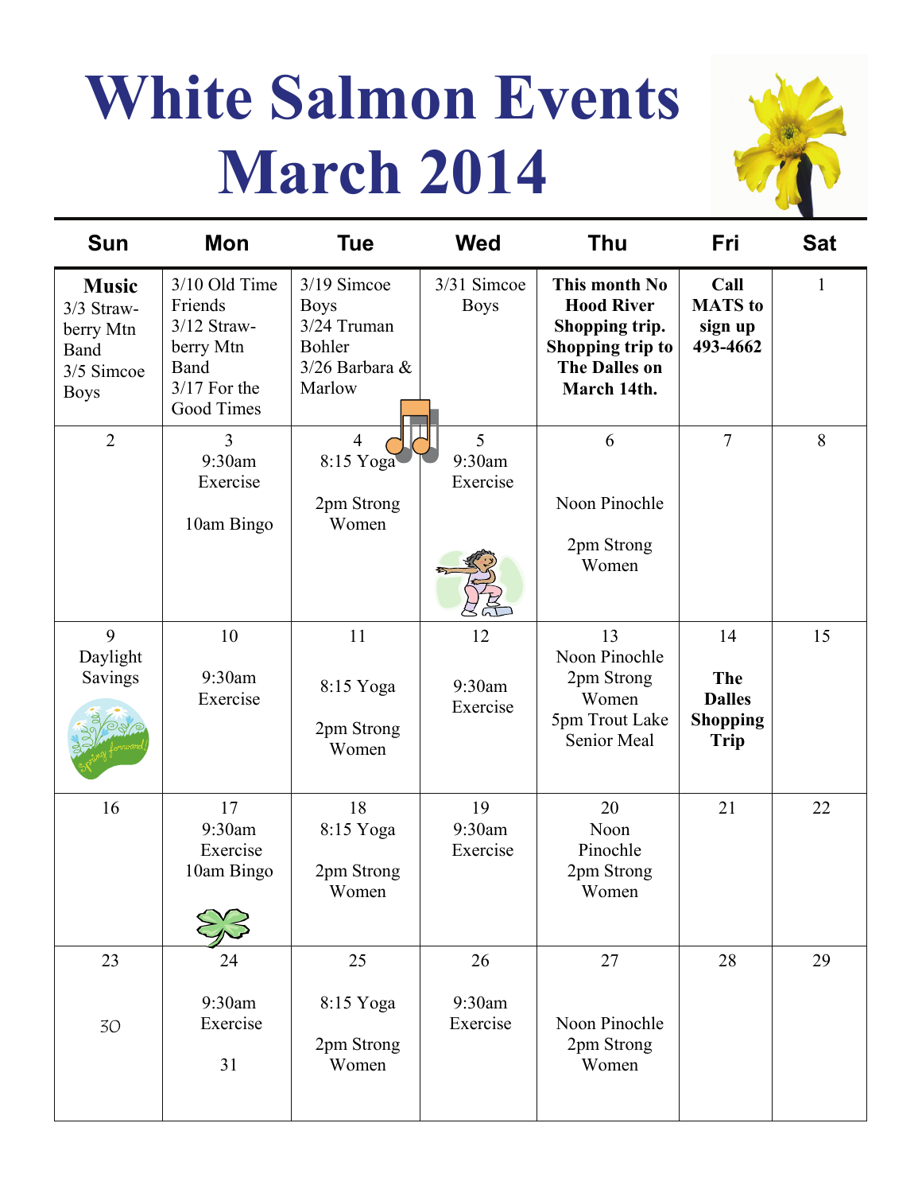# White Salmon Events March 2014

| Sun | Mon | Tue | Wed | Thu | Fri | Sat |
|---|---|---|---|---|---|---|
| **Music** 3/3 Strawberry Mtn Band 3/5 Simcoe Boys | 3/10 Old Time Friends 3/12 Strawberry Mtn Band 3/17 For the Good Times | 3/19 Simcoe Boys 3/24 Truman Bohler 3/26 Barbara & Marlow | 3/31 Simcoe Boys | **This month No Hood River Shopping trip. Shopping trip to The Dalles on March 14th.** | **Call MATS to sign up 493-4662** | 1 |
| 2 | 3 9:30am Exercise 10am Bingo | 4 8:15 Yoga 2pm Strong Women | 5 9:30am Exercise | 6 Noon Pinochle 2pm Strong Women | 7 | 8 |
| 9 Daylight Savings | 10 9:30am Exercise | 11 8:15 Yoga 2pm Strong Women | 12 9:30am Exercise | 13 Noon Pinochle 2pm Strong Women 5pm Trout Lake Senior Meal | 14 **The Dalles Shopping Trip** | 15 |
| 16 | 17 9:30am Exercise 10am Bingo | 18 8:15 Yoga 2pm Strong Women | 19 9:30am Exercise | 20 Noon Pinochle 2pm Strong Women | 21 | 22 |
| 23 30 | 24 9:30am Exercise 31 | 25 8:15 Yoga 2pm Strong Women | 26 9:30am Exercise | 27 Noon Pinochle 2pm Strong Women | 28 | 29 |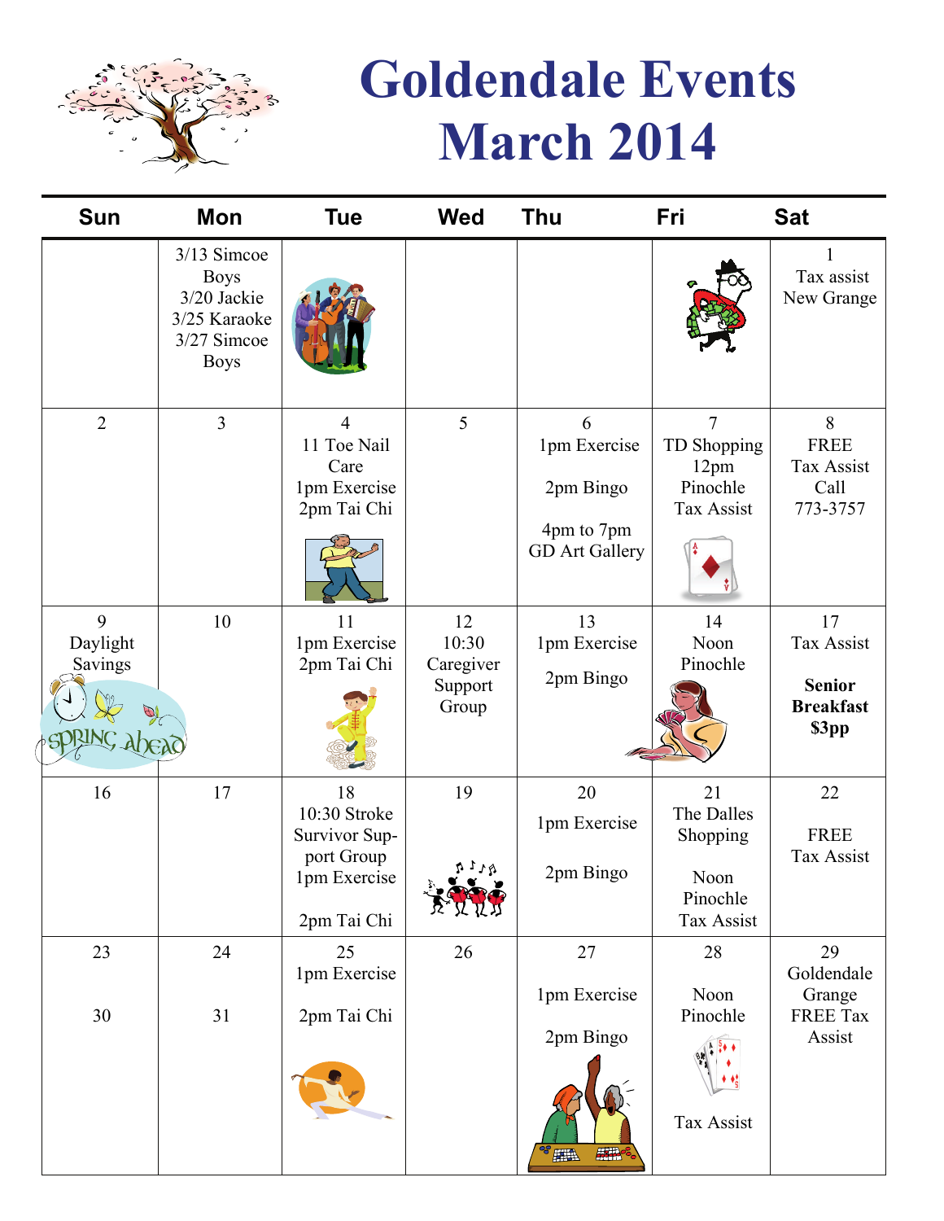# Goldendale Events March 2014

| Sun | Mon | Tue | Wed | Thu | Fri | Sat |
|---|---|---|---|---|---|---|
| | 3/13 Simcoe Boys<br>3/20 Jackie<br>3/25 Karaoke<br>3/27 Simcoe Boys | | | | | 1<br>Tax assist<br>New Grange |
| 2 | 3 | 4<br>11 Toe Nail Care<br>1pm Exercise<br>2pm Tai Chi | 5 | 6<br>1pm Exercise<br>2pm Bingo<br>4pm to 7pm GD Art Gallery | 7<br>TD Shopping<br>12pm Pinochle<br>Tax Assist | 8<br>FREE<br>Tax Assist<br>Call<br>773-3757 |
| 9<br>Daylight Savings | 10 | 11<br>1pm Exercise<br>2pm Tai Chi | 12<br>10:30 Caregiver Support Group | 13<br>1pm Exercise<br>2pm Bingo | 14<br>Noon<br>Pinochle | 17<br>Tax Assist<br>**Senior Breakfast $3pp** |
| 16 | 17 | 18<br>10:30 Stroke Survivor Support Group<br>1pm Exercise<br>2pm Tai Chi | 19 | 20<br>1pm Exercise<br>2pm Bingo | 21<br>The Dalles Shopping<br>Noon Pinochle<br>Tax Assist | 22<br>FREE<br>Tax Assist |
| 23<br>30 | 24<br>31 | 25<br>1pm Exercise<br>2pm Tai Chi | 26 | 27<br>1pm Exercise<br>2pm Bingo | 28<br>Noon<br>Pinochle<br>Tax Assist | 29<br>Goldendale Grange FREE Tax Assist |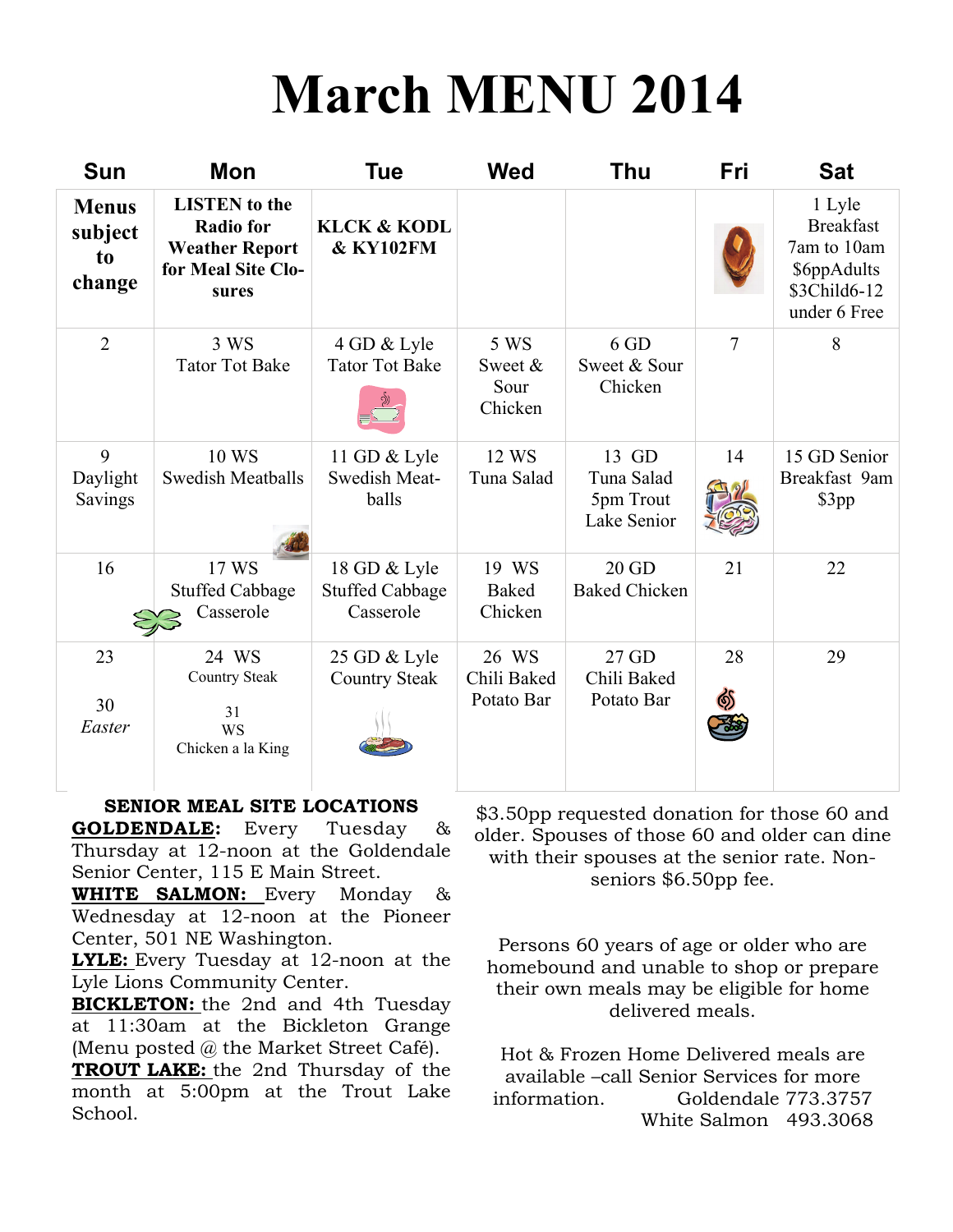# March MENU 2014

| Sun | Mon | Tue | Wed | Thu | Fri | Sat |
|---|---|---|---|---|---|---|
| **Menus subject to change** | **LISTEN to the Radio for Weather Report for Meal Site Closures** | **KLCK & KODL & KY102FM** | | | | 1 Lyle Breakfast 7am to 10am $6ppAdults $3Child6-12 under 6 Free |
| 2 | 3 WS Tator Tot Bake | 4 GD & Lyle Tator Tot Bake | 5 WS Sweet & Sour Chicken | 6 GD Sweet & Sour Chicken | 7 | 8 |
| 9 Daylight Savings | 10 WS Swedish Meatballs | 11 GD & Lyle Swedish Meatballs | 12 WS Tuna Salad | 13 GD Tuna Salad 5pm Trout Lake Senior | 14 | 15 GD Senior Breakfast 9am $3pp |
| 16 | 17 WS Stuffed Cabbage Casserole | 18 GD & Lyle Stuffed Cabbage Casserole | 19 WS Baked Chicken | 20 GD Baked Chicken | 21 | 22 |
| 23<br><br>30 *Easter* | 24 WS Country Steak<br><br>31 WS Chicken a la King | 25 GD & Lyle Country Steak | 26 WS Chili Baked Potato Bar | 27 GD Chili Baked Potato Bar | 28 | 29 |

**SENIOR MEAL SITE LOCATIONS**

**GOLDENDALE:** Every Tuesday & Thursday at 12-noon at the Goldendale Senior Center, 115 E Main Street.

**WHITE SALMON:** Every Monday & Wednesday at 12-noon at the Pioneer Center, 501 NE Washington.

**LYLE:** Every Tuesday at 12-noon at the Lyle Lions Community Center.

**BICKLETON:** the 2nd and 4th Tuesday at 11:30am at the Bickleton Grange (Menu posted @ the Market Street Café).

**TROUT LAKE:** the 2nd Thursday of the month at 5:00pm at the Trout Lake School.

$3.50pp requested donation for those 60 and older. Spouses of those 60 and older can dine with their spouses at the senior rate. Non-seniors $6.50pp fee.

Persons 60 years of age or older who are homebound and unable to shop or prepare their own meals may be eligible for home delivered meals.

Hot & Frozen Home Delivered meals are available –call Senior Services for more information. Goldendale 773.3757 White Salmon 493.3068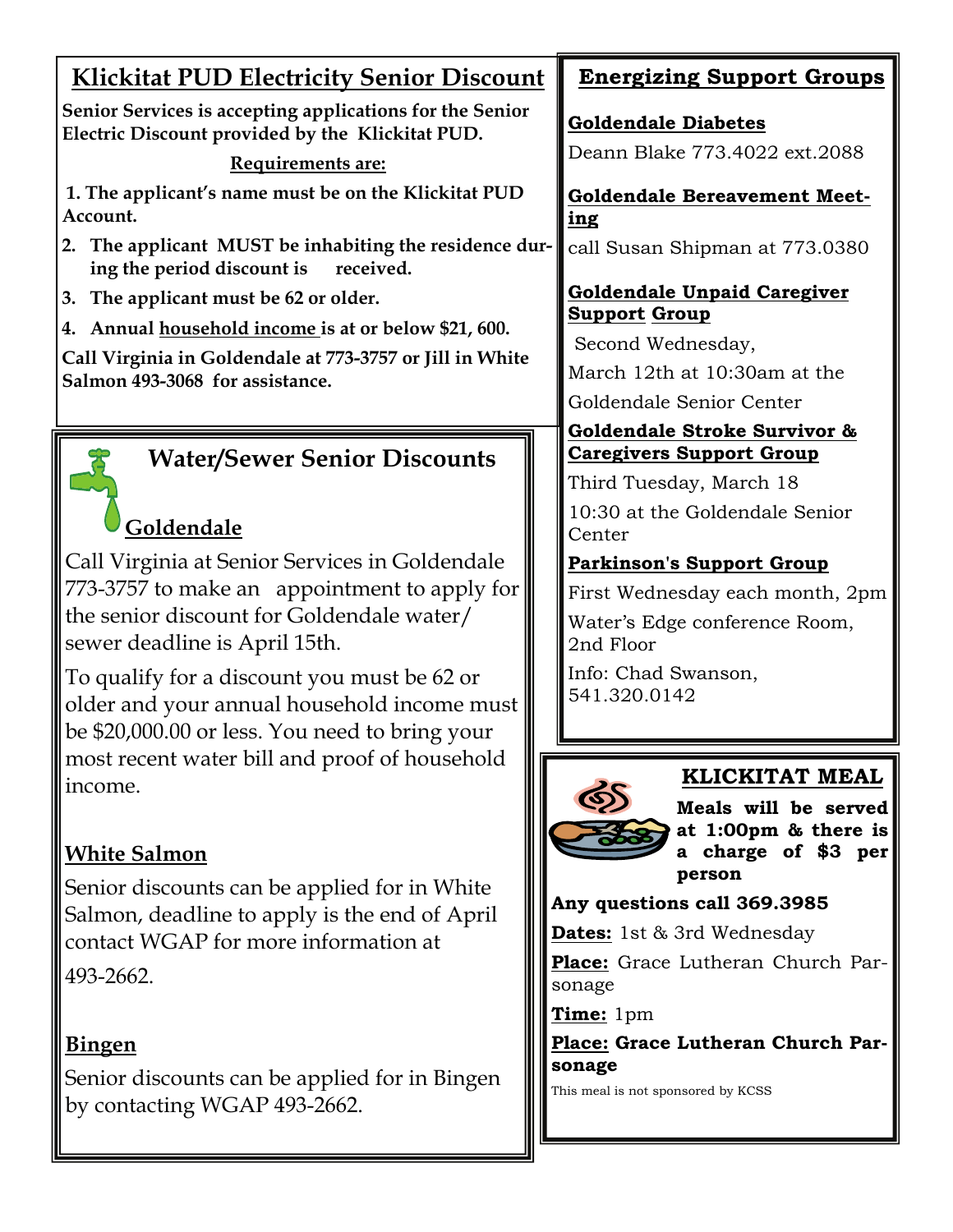## Klickitat PUD Electricity Senior Discount

**Senior Services is accepting applications for the Senior Electric Discount provided by the Klickitat PUD.**

**Requirements are:**

1. **The applicant's name must be on the Klickitat PUD Account.**
2. **The applicant MUST be inhabiting the residence during the period discount is received.**
3. **The applicant must be 62 or older.**
4. **Annual household income is at or below $21, 600.**

**Call Virginia in Goldendale at 773-3757 or Jill in White Salmon 493-3068 for assistance.**

## Water/Sewer Senior Discounts

### Goldendale

Call Virginia at Senior Services in Goldendale 773-3757 to make an appointment to apply for the senior discount for Goldendale water/ sewer deadline is April 15th.

To qualify for a discount you must be 62 or older and your annual household income must be $20,000.00 or less. You need to bring your most recent water bill and proof of household income.

### White Salmon

Senior discounts can be applied for in White Salmon, deadline to apply is the end of April contact WGAP for more information at 493-2662.

### Bingen

Senior discounts can be applied for in Bingen by contacting WGAP 493-2662.

## Energizing Support Groups

**Goldendale Diabetes**

Deann Blake 773.4022 ext.2088

**Goldendale Bereavement Meeting**

call Susan Shipman at 773.0380

**Goldendale Unpaid Caregiver Support Group**

Second Wednesday,

March 12th at 10:30am at the Goldendale Senior Center

**Goldendale Stroke Survivor & Caregivers Support Group**

Third Tuesday, March 18

10:30 at the Goldendale Senior Center

**Parkinson's Support Group**

First Wednesday each month, 2pm

Water's Edge conference Room, 2nd Floor

Info: Chad Swanson, 541.320.0142

## KLICKITAT MEAL

**Meals will be served at 1:00pm & there is a charge of $3 per person**

**Any questions call 369.3985**

**Dates:** 1st & 3rd Wednesday

**Place:** Grace Lutheran Church Parsonage

**Time:** 1pm

**Place: Grace Lutheran Church Parsonage**

This meal is not sponsored by KCSS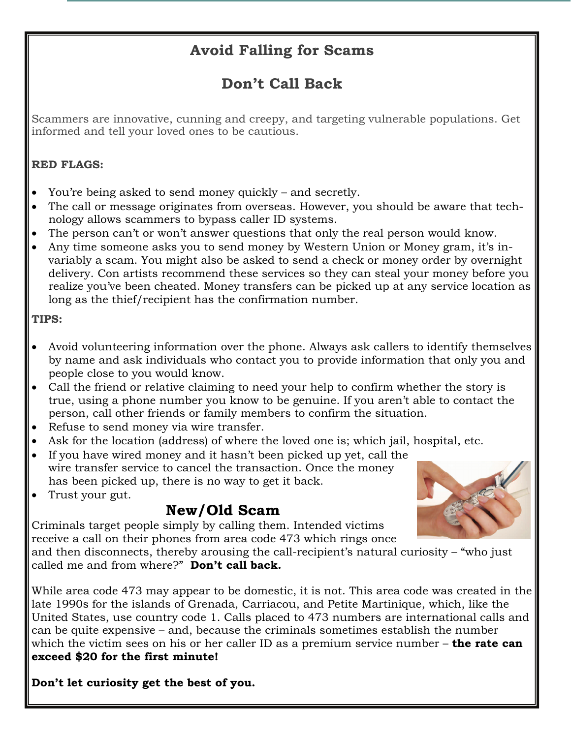# Avoid Falling for Scams

## Don't Call Back

Scammers are innovative, cunning and creepy, and targeting vulnerable populations. Get informed and tell your loved ones to be cautious.

**RED FLAGS:**

- You're being asked to send money quickly – and secretly.
- The call or message originates from overseas. However, you should be aware that technology allows scammers to bypass caller ID systems.
- The person can't or won't answer questions that only the real person would know.
- Any time someone asks you to send money by Western Union or Money gram, it's invariably a scam. You might also be asked to send a check or money order by overnight delivery. Con artists recommend these services so they can steal your money before you realize you've been cheated. Money transfers can be picked up at any service location as long as the thief/recipient has the confirmation number.

**TIPS:**

- Avoid volunteering information over the phone. Always ask callers to identify themselves by name and ask individuals who contact you to provide information that only you and people close to you would know.
- Call the friend or relative claiming to need your help to confirm whether the story is true, using a phone number you know to be genuine. If you aren't able to contact the person, call other friends or family members to confirm the situation.
- Refuse to send money via wire transfer.
- Ask for the location (address) of where the loved one is; which jail, hospital, etc.
- If you have wired money and it hasn't been picked up yet, call the wire transfer service to cancel the transaction. Once the money has been picked up, there is no way to get it back.
- Trust your gut.

## New/Old Scam

Criminals target people simply by calling them. Intended victims receive a call on their phones from area code 473 which rings once and then disconnects, thereby arousing the call-recipient's natural curiosity – "who just called me and from where?" **Don't call back.**

While area code 473 may appear to be domestic, it is not. This area code was created in the late 1990s for the islands of Grenada, Carriacou, and Petite Martinique, which, like the United States, use country code 1. Calls placed to 473 numbers are international calls and can be quite expensive – and, because the criminals sometimes establish the number which the victim sees on his or her caller ID as a premium service number – **the rate can exceed $20 for the first minute!**

**Don't let curiosity get the best of you.**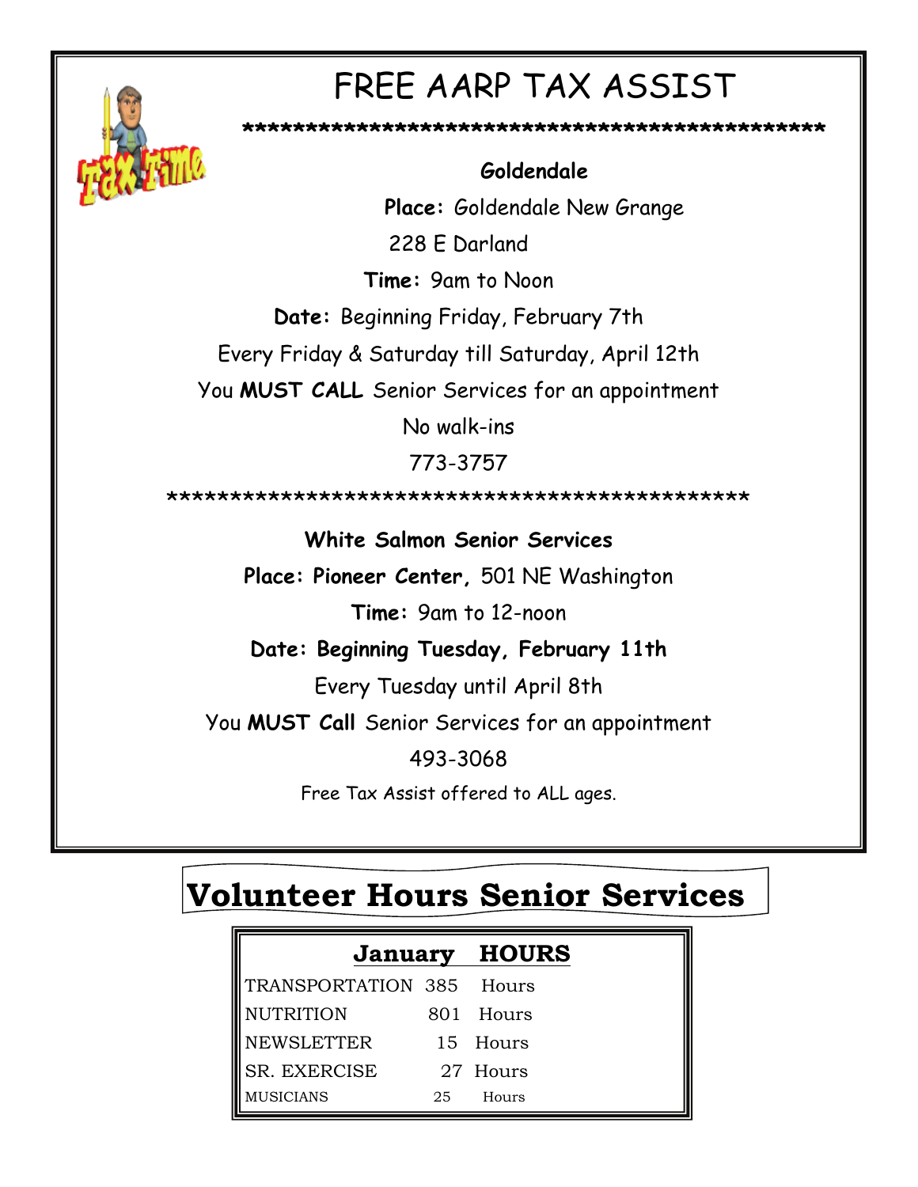# FREE AARP TAX ASSIST

\*\*\*\*\*\*\*\*\*\*\*\*\*\*\*\*\*\*\*\*\*\*\*\*\*\*\*\*\*\*\*\*\*\*\*\*\*\*\*\*\*\*\*\*\*\*\*\*\*\*

**Goldendale**

**Place:** Goldendale New Grange

228 E Darland

**Time:** 9am to Noon

**Date:** Beginning Friday, February 7th

Every Friday & Saturday till Saturday, April 12th

You **MUST CALL** Senior Services for an appointment

No walk-ins

773-3757

\*\*\*\*\*\*\*\*\*\*\*\*\*\*\*\*\*\*\*\*\*\*\*\*\*\*\*\*\*\*\*\*\*\*\*\*\*\*\*\*\*\*\*\*\*\*\*\*\*\*

**White Salmon Senior Services**

**Place: Pioneer Center,** 501 NE Washington

**Time:** 9am to 12-noon

**Date: Beginning Tuesday, February 11th**

Every Tuesday until April 8th

You **MUST Call** Senior Services for an appointment

493-3068

Free Tax Assist offered to ALL ages.

# Volunteer Hours Senior Services

| January | HOURS |
|---|---|
| TRANSPORTATION | 385 Hours |
| NUTRITION | 801 Hours |
| NEWSLETTER | 15 Hours |
| SR. EXERCISE | 27 Hours |
| MUSICIANS | 25 Hours |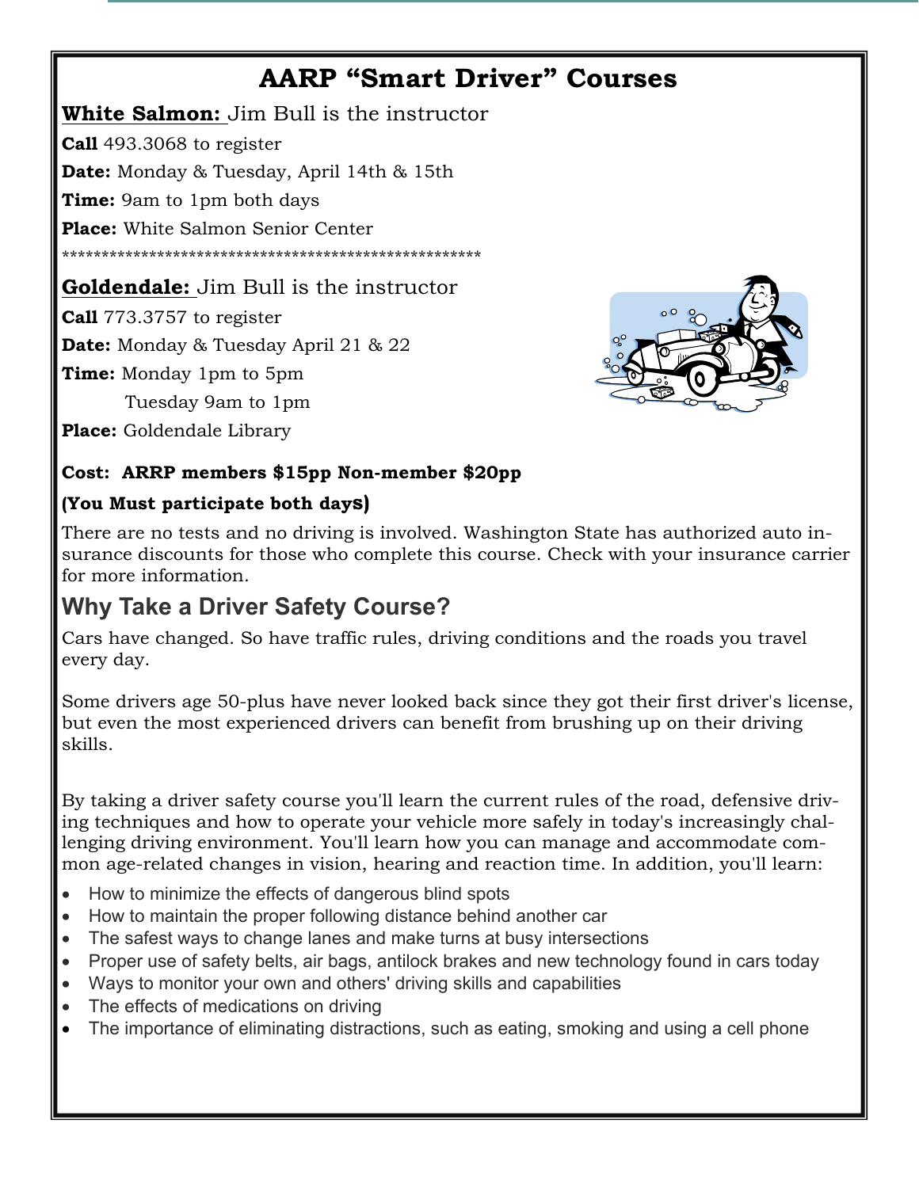# AARP "Smart Driver" Courses

**White Salmon:** Jim Bull is the instructor

**Call** 493.3068 to register

**Date:** Monday & Tuesday, April 14th & 15th

**Time:** 9am to 1pm both days

**Place:** White Salmon Senior Center

*****************************************************

**Goldendale:** Jim Bull is the instructor

**Call** 773.3757 to register

**Date:** Monday & Tuesday April 21 & 22

**Time:** Monday 1pm to 5pm

Tuesday 9am to 1pm

**Place:** Goldendale Library

**Cost: ARRP members $15pp Non-member $20pp**

**(You Must participate both days)**

There are no tests and no driving is involved. Washington State has authorized auto insurance discounts for those who complete this course. Check with your insurance carrier for more information.

## Why Take a Driver Safety Course?

Cars have changed. So have traffic rules, driving conditions and the roads you travel every day.

Some drivers age 50-plus have never looked back since they got their first driver's license, but even the most experienced drivers can benefit from brushing up on their driving skills.

By taking a driver safety course you'll learn the current rules of the road, defensive driving techniques and how to operate your vehicle more safely in today's increasingly challenging driving environment. You'll learn how you can manage and accommodate common age-related changes in vision, hearing and reaction time. In addition, you'll learn:

- How to minimize the effects of dangerous blind spots
- How to maintain the proper following distance behind another car
- The safest ways to change lanes and make turns at busy intersections
- Proper use of safety belts, air bags, antilock brakes and new technology found in cars today
- Ways to monitor your own and others' driving skills and capabilities
- The effects of medications on driving
- The importance of eliminating distractions, such as eating, smoking and using a cell phone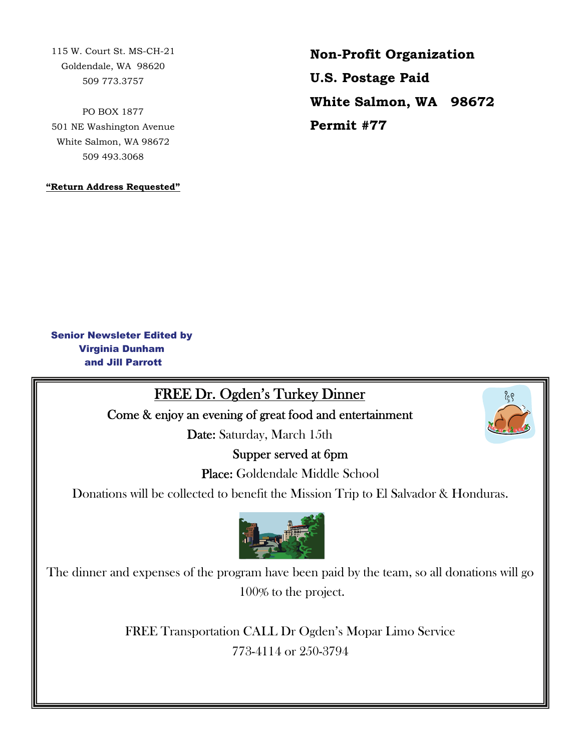115 W. Court St. MS-CH-21
Goldendale, WA  98620
509 773.3757

PO BOX 1877
501 NE Washington Avenue
White Salmon, WA 98672
509 493.3068

**"Return Address Requested"**

**Non-Profit Organization**
**U.S. Postage Paid**
**White Salmon, WA   98672**
**Permit #77**

**Senior Newsletter Edited by Virginia Dunham and Jill Parrott**

## FREE Dr. Ogden's Turkey Dinner

Come & enjoy an evening of great food and entertainment

Date: Saturday, March 15th

Supper served at 6pm

Place: Goldendale Middle School

Donations will be collected to benefit the Mission Trip to El Salvador & Honduras.

The dinner and expenses of the program have been paid by the team, so all donations will go 100% to the project.

FREE Transportation CALL Dr Ogden's Mopar Limo Service
773-4114 or 250-3794